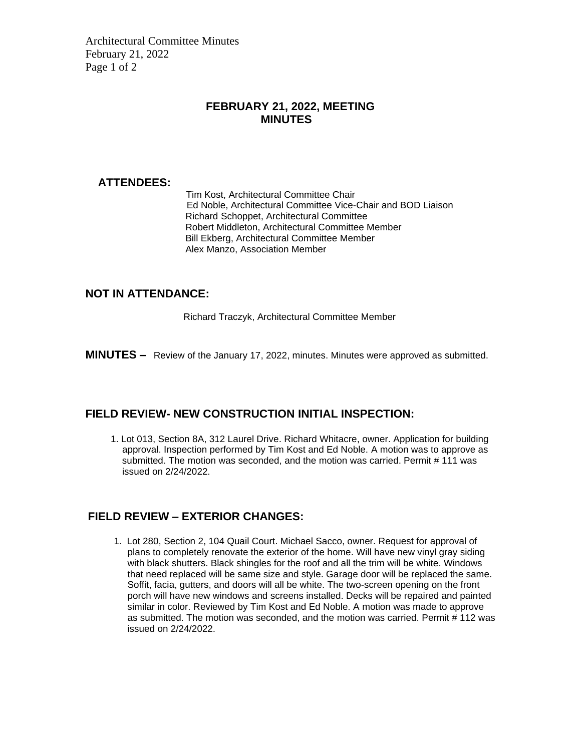# FEBRUARY 21, 2022, MEETING MINUTES

**ATTENDEES:**

Tim Kost, Architectural Committee Chair
Ed Noble, Architectural Committee Vice-Chair and BOD Liaison
Richard Schoppet, Architectural Committee
Robert Middleton, Architectural Committee Member
Bill Ekberg, Architectural Committee Member
Alex Manzo, Association Member

**NOT IN ATTENDANCE:**

Richard Traczyk, Architectural Committee Member

**MINUTES –** Review of the January 17, 2022, minutes. Minutes were approved as submitted.

## FIELD REVIEW- NEW CONSTRUCTION INITIAL INSPECTION:

1. Lot 013, Section 8A, 312 Laurel Drive. Richard Whitacre, owner. Application for building approval. Inspection performed by Tim Kost and Ed Noble. A motion was to approve as submitted. The motion was seconded, and the motion was carried. Permit # 111 was issued on 2/24/2022.

## FIELD REVIEW – EXTERIOR CHANGES:

1. Lot 280, Section 2, 104 Quail Court. Michael Sacco, owner. Request for approval of plans to completely renovate the exterior of the home. Will have new vinyl gray siding with black shutters. Black shingles for the roof and all the trim will be white. Windows that need replaced will be same size and style. Garage door will be replaced the same. Soffit, facia, gutters, and doors will all be white. The two-screen opening on the front porch will have new windows and screens installed. Decks will be repaired and painted similar in color. Reviewed by Tim Kost and Ed Noble. A motion was made to approve as submitted. The motion was seconded, and the motion was carried. Permit # 112 was issued on 2/24/2022.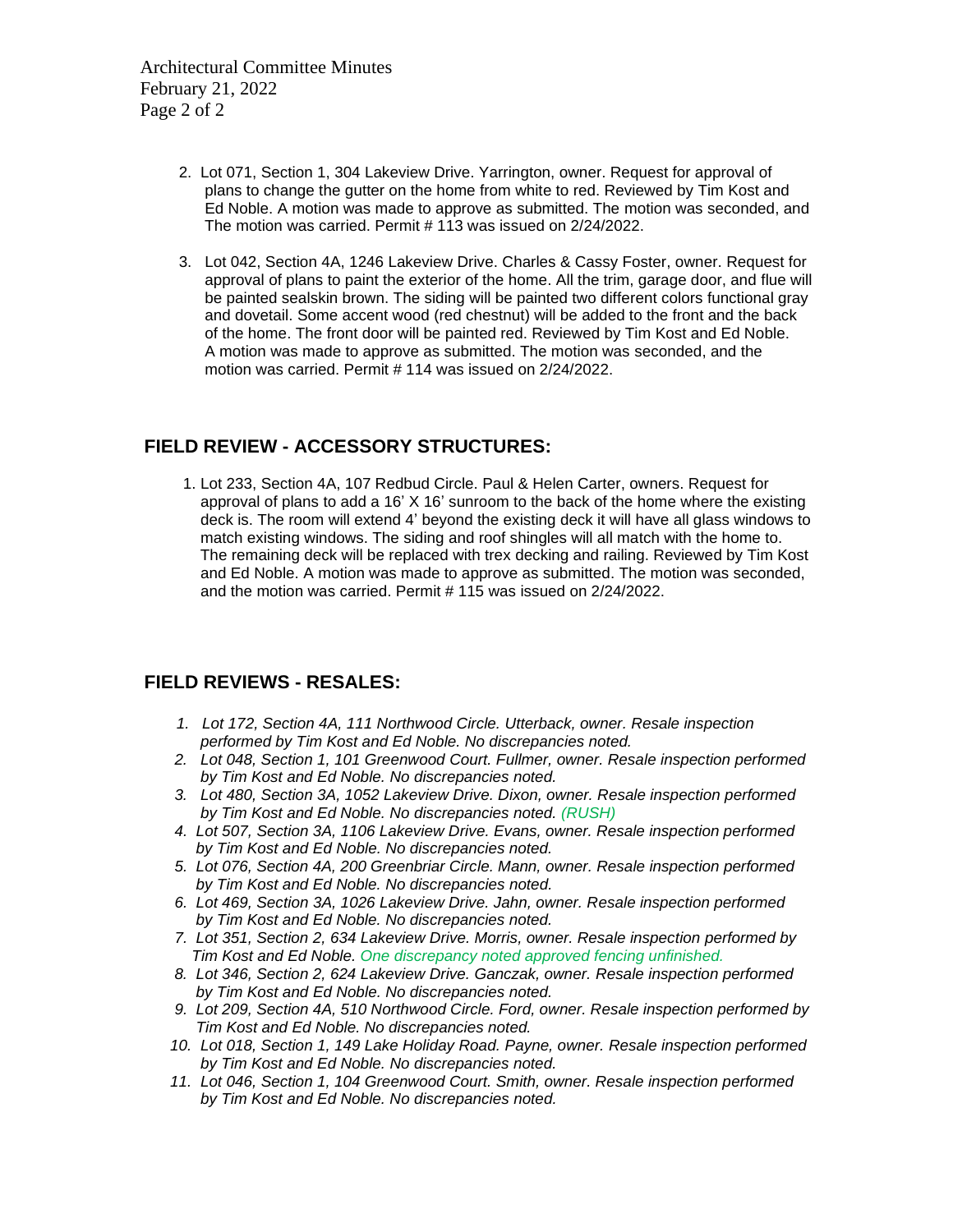2. Lot 071, Section 1, 304 Lakeview Drive. Yarrington, owner. Request for approval of plans to change the gutter on the home from white to red. Reviewed by Tim Kost and Ed Noble. A motion was made to approve as submitted. The motion was seconded, and The motion was carried. Permit # 113 was issued on 2/24/2022.

3. Lot 042, Section 4A, 1246 Lakeview Drive. Charles & Cassy Foster, owner. Request for approval of plans to paint the exterior of the home. All the trim, garage door, and flue will be painted sealskin brown. The siding will be painted two different colors functional gray and dovetail. Some accent wood (red chestnut) will be added to the front and the back of the home. The front door will be painted red. Reviewed by Tim Kost and Ed Noble. A motion was made to approve as submitted. The motion was seconded, and the motion was carried. Permit # 114 was issued on 2/24/2022.

## FIELD REVIEW - ACCESSORY STRUCTURES:

1. Lot 233, Section 4A, 107 Redbud Circle. Paul & Helen Carter, owners. Request for approval of plans to add a 16' X 16' sunroom to the back of the home where the existing deck is. The room will extend 4' beyond the existing deck it will have all glass windows to match existing windows. The siding and roof shingles will all match with the home to. The remaining deck will be replaced with trex decking and railing. Reviewed by Tim Kost and Ed Noble. A motion was made to approve as submitted. The motion was seconded, and the motion was carried. Permit # 115 was issued on 2/24/2022.

## FIELD REVIEWS - RESALES:

1. *Lot 172, Section 4A, 111 Northwood Circle. Utterback, owner. Resale inspection performed by Tim Kost and Ed Noble. No discrepancies noted.*
2. *Lot 048, Section 1, 101 Greenwood Court. Fullmer, owner. Resale inspection performed by Tim Kost and Ed Noble. No discrepancies noted.*
3. *Lot 480, Section 3A, 1052 Lakeview Drive. Dixon, owner. Resale inspection performed by Tim Kost and Ed Noble. No discrepancies noted. (RUSH)*
4. *Lot 507, Section 3A, 1106 Lakeview Drive. Evans, owner. Resale inspection performed by Tim Kost and Ed Noble. No discrepancies noted.*
5. *Lot 076, Section 4A, 200 Greenbriar Circle. Mann, owner. Resale inspection performed by Tim Kost and Ed Noble. No discrepancies noted.*
6. *Lot 469, Section 3A, 1026 Lakeview Drive. Jahn, owner. Resale inspection performed by Tim Kost and Ed Noble. No discrepancies noted.*
7. *Lot 351, Section 2, 634 Lakeview Drive. Morris, owner. Resale inspection performed by Tim Kost and Ed Noble. One discrepancy noted approved fencing unfinished.*
8. *Lot 346, Section 2, 624 Lakeview Drive. Ganczak, owner. Resale inspection performed by Tim Kost and Ed Noble. No discrepancies noted.*
9. *Lot 209, Section 4A, 510 Northwood Circle. Ford, owner. Resale inspection performed by Tim Kost and Ed Noble. No discrepancies noted.*
10. *Lot 018, Section 1, 149 Lake Holiday Road. Payne, owner. Resale inspection performed by Tim Kost and Ed Noble. No discrepancies noted.*
11. *Lot 046, Section 1, 104 Greenwood Court. Smith, owner. Resale inspection performed by Tim Kost and Ed Noble. No discrepancies noted.*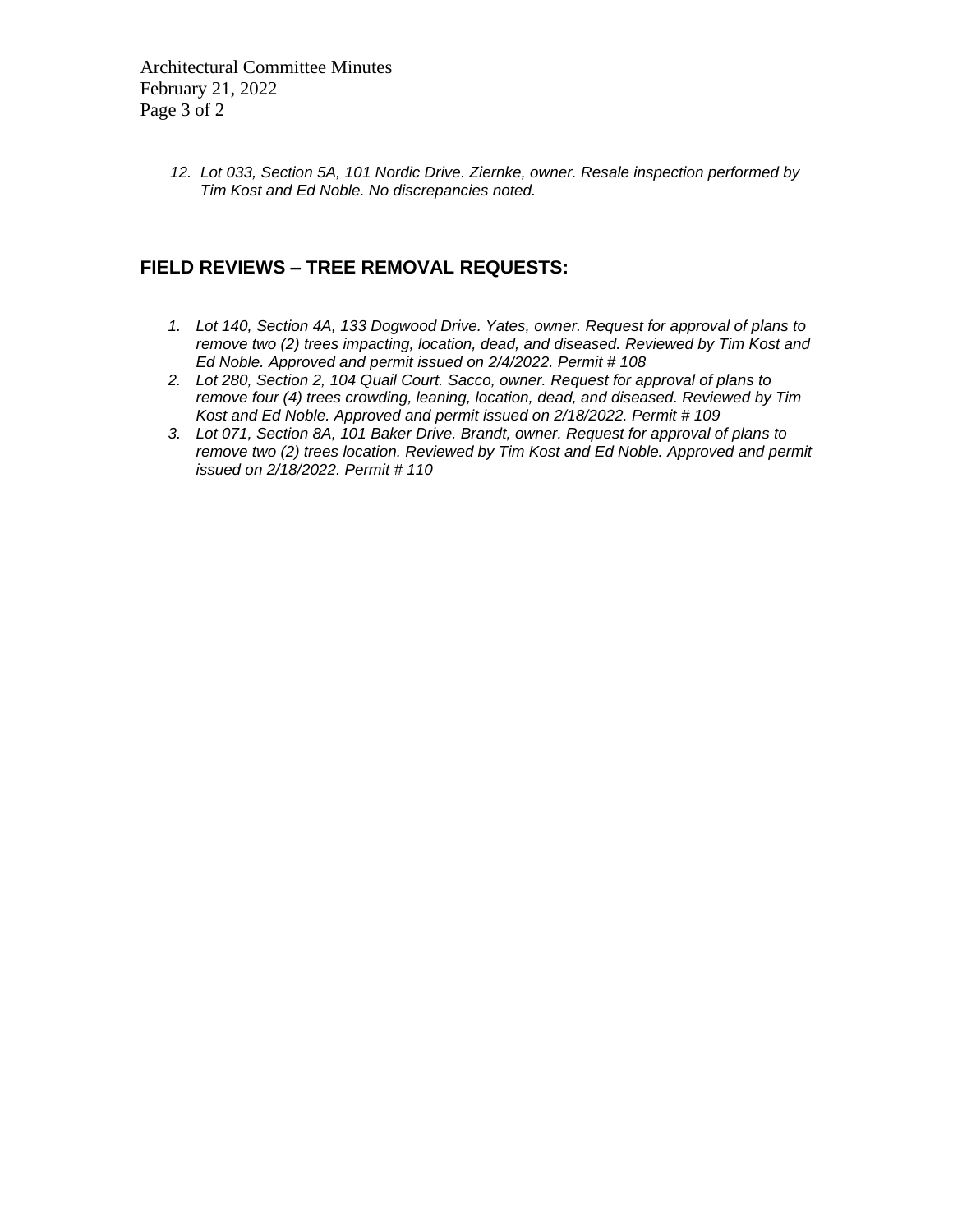12. *Lot 033, Section 5A, 101 Nordic Drive. Ziernke, owner. Resale inspection performed by Tim Kost and Ed Noble. No discrepancies noted.*

## FIELD REVIEWS – TREE REMOVAL REQUESTS:

1. *Lot 140, Section 4A, 133 Dogwood Drive. Yates, owner. Request for approval of plans to remove two (2) trees impacting, location, dead, and diseased. Reviewed by Tim Kost and Ed Noble. Approved and permit issued on 2/4/2022. Permit # 108*
2. *Lot 280, Section 2, 104 Quail Court. Sacco, owner. Request for approval of plans to remove four (4) trees crowding, leaning, location, dead, and diseased. Reviewed by Tim Kost and Ed Noble. Approved and permit issued on 2/18/2022. Permit # 109*
3. *Lot 071, Section 8A, 101 Baker Drive. Brandt, owner. Request for approval of plans to remove two (2) trees location. Reviewed by Tim Kost and Ed Noble. Approved and permit issued on 2/18/2022. Permit # 110*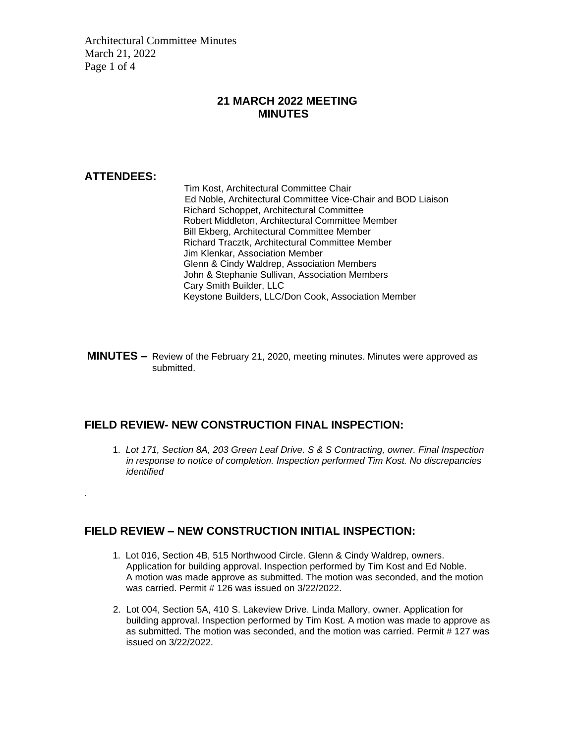## 21 MARCH 2022 MEETING MINUTES

**ATTENDEES:**

Tim Kost, Architectural Committee Chair
Ed Noble, Architectural Committee Vice-Chair and BOD Liaison
Richard Schoppet, Architectural Committee
Robert Middleton, Architectural Committee Member
Bill Ekberg, Architectural Committee Member
Richard Tracztk, Architectural Committee Member
Jim Klenkar, Association Member
Glenn & Cindy Waldrep, Association Members
John & Stephanie Sullivan, Association Members
Cary Smith Builder, LLC
Keystone Builders, LLC/Don Cook, Association Member

**MINUTES –** Review of the February 21, 2020, meeting minutes. Minutes were approved as submitted.

### FIELD REVIEW- NEW CONSTRUCTION FINAL INSPECTION:

1. *Lot 171, Section 8A, 203 Green Leaf Drive. S & S Contracting, owner. Final Inspection in response to notice of completion. Inspection performed Tim Kost. No discrepancies identified*

.

### FIELD REVIEW – NEW CONSTRUCTION INITIAL INSPECTION:

1. Lot 016, Section 4B, 515 Northwood Circle. Glenn & Cindy Waldrep, owners. Application for building approval. Inspection performed by Tim Kost and Ed Noble. A motion was made approve as submitted. The motion was seconded, and the motion was carried. Permit # 126 was issued on 3/22/2022.

2. Lot 004, Section 5A, 410 S. Lakeview Drive. Linda Mallory, owner. Application for building approval. Inspection performed by Tim Kost. A motion was made to approve as as submitted. The motion was seconded, and the motion was carried. Permit # 127 was issued on 3/22/2022.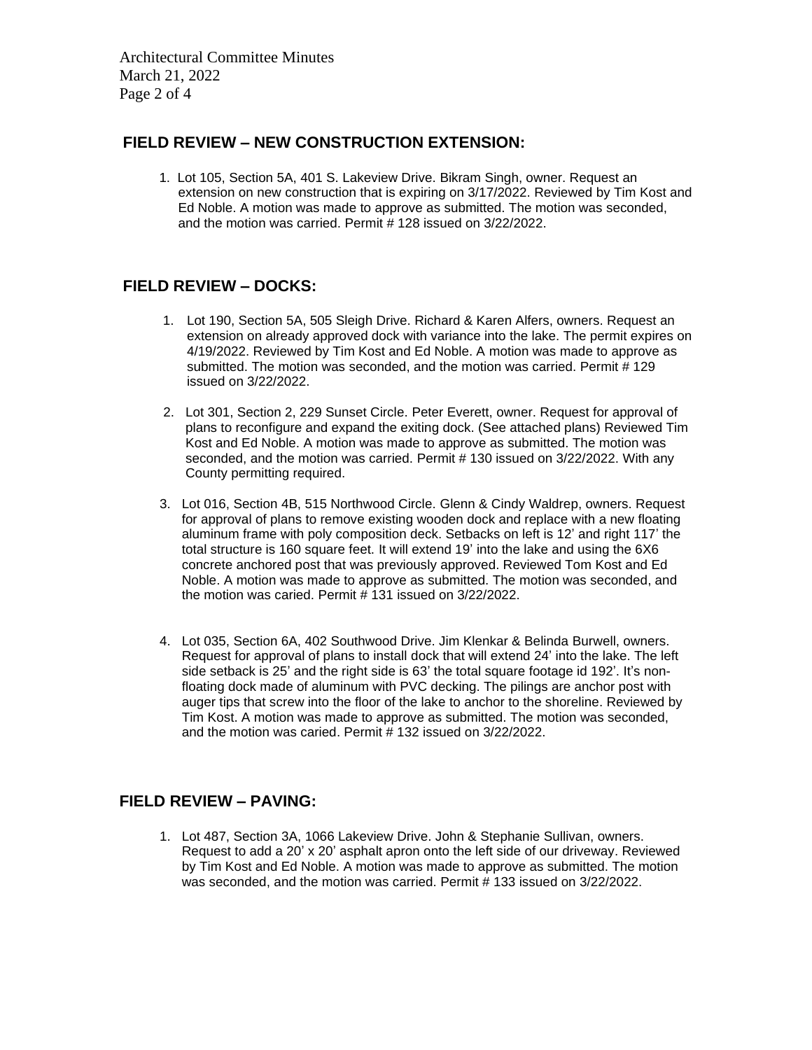## FIELD REVIEW – NEW CONSTRUCTION EXTENSION:

1. Lot 105, Section 5A, 401 S. Lakeview Drive. Bikram Singh, owner. Request an extension on new construction that is expiring on 3/17/2022. Reviewed by Tim Kost and Ed Noble. A motion was made to approve as submitted. The motion was seconded, and the motion was carried. Permit # 128 issued on 3/22/2022.

## FIELD REVIEW – DOCKS:

1. Lot 190, Section 5A, 505 Sleigh Drive. Richard & Karen Alfers, owners. Request an extension on already approved dock with variance into the lake. The permit expires on 4/19/2022. Reviewed by Tim Kost and Ed Noble. A motion was made to approve as submitted. The motion was seconded, and the motion was carried. Permit # 129 issued on 3/22/2022.

2. Lot 301, Section 2, 229 Sunset Circle. Peter Everett, owner. Request for approval of plans to reconfigure and expand the exiting dock. (See attached plans) Reviewed Tim Kost and Ed Noble. A motion was made to approve as submitted. The motion was seconded, and the motion was carried. Permit # 130 issued on 3/22/2022. With any County permitting required.

3. Lot 016, Section 4B, 515 Northwood Circle. Glenn & Cindy Waldrep, owners. Request for approval of plans to remove existing wooden dock and replace with a new floating aluminum frame with poly composition deck. Setbacks on left is 12' and right 117' the total structure is 160 square feet. It will extend 19' into the lake and using the 6X6 concrete anchored post that was previously approved. Reviewed Tom Kost and Ed Noble. A motion was made to approve as submitted. The motion was seconded, and the motion was caried. Permit # 131 issued on 3/22/2022.

4. Lot 035, Section 6A, 402 Southwood Drive. Jim Klenkar & Belinda Burwell, owners. Request for approval of plans to install dock that will extend 24' into the lake. The left side setback is 25' and the right side is 63' the total square footage id 192'. It's non-floating dock made of aluminum with PVC decking. The pilings are anchor post with auger tips that screw into the floor of the lake to anchor to the shoreline. Reviewed by Tim Kost. A motion was made to approve as submitted. The motion was seconded, and the motion was caried. Permit # 132 issued on 3/22/2022.

## FIELD REVIEW – PAVING:

1. Lot 487, Section 3A, 1066 Lakeview Drive. John & Stephanie Sullivan, owners. Request to add a 20' x 20' asphalt apron onto the left side of our driveway. Reviewed by Tim Kost and Ed Noble. A motion was made to approve as submitted. The motion was seconded, and the motion was carried. Permit # 133 issued on 3/22/2022.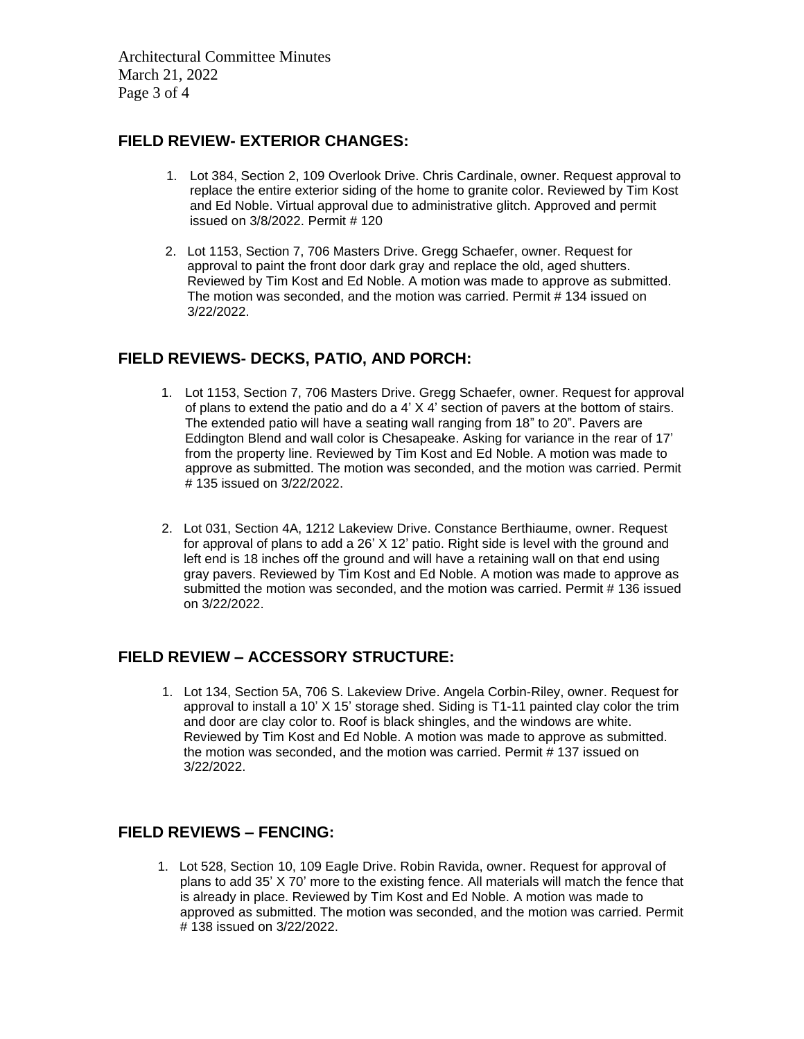## FIELD REVIEW- EXTERIOR CHANGES:

1. Lot 384, Section 2, 109 Overlook Drive. Chris Cardinale, owner. Request approval to replace the entire exterior siding of the home to granite color. Reviewed by Tim Kost and Ed Noble. Virtual approval due to administrative glitch. Approved and permit issued on 3/8/2022. Permit # 120

2. Lot 1153, Section 7, 706 Masters Drive. Gregg Schaefer, owner. Request for approval to paint the front door dark gray and replace the old, aged shutters. Reviewed by Tim Kost and Ed Noble. A motion was made to approve as submitted. The motion was seconded, and the motion was carried. Permit # 134 issued on 3/22/2022.

## FIELD REVIEWS- DECKS, PATIO, AND PORCH:

1. Lot 1153, Section 7, 706 Masters Drive. Gregg Schaefer, owner. Request for approval of plans to extend the patio and do a 4' X 4' section of pavers at the bottom of stairs. The extended patio will have a seating wall ranging from 18" to 20". Pavers are Eddington Blend and wall color is Chesapeake. Asking for variance in the rear of 17' from the property line. Reviewed by Tim Kost and Ed Noble. A motion was made to approve as submitted. The motion was seconded, and the motion was carried. Permit # 135 issued on 3/22/2022.

2. Lot 031, Section 4A, 1212 Lakeview Drive. Constance Berthiaume, owner. Request for approval of plans to add a 26' X 12' patio. Right side is level with the ground and left end is 18 inches off the ground and will have a retaining wall on that end using gray pavers. Reviewed by Tim Kost and Ed Noble. A motion was made to approve as submitted the motion was seconded, and the motion was carried. Permit # 136 issued on 3/22/2022.

## FIELD REVIEW – ACCESSORY STRUCTURE:

1. Lot 134, Section 5A, 706 S. Lakeview Drive. Angela Corbin-Riley, owner. Request for approval to install a 10' X 15' storage shed. Siding is T1-11 painted clay color the trim and door are clay color to. Roof is black shingles, and the windows are white. Reviewed by Tim Kost and Ed Noble. A motion was made to approve as submitted. the motion was seconded, and the motion was carried. Permit # 137 issued on 3/22/2022.

## FIELD REVIEWS – FENCING:

1. Lot 528, Section 10, 109 Eagle Drive. Robin Ravida, owner. Request for approval of plans to add 35' X 70' more to the existing fence. All materials will match the fence that is already in place. Reviewed by Tim Kost and Ed Noble. A motion was made to approved as submitted. The motion was seconded, and the motion was carried. Permit # 138 issued on 3/22/2022.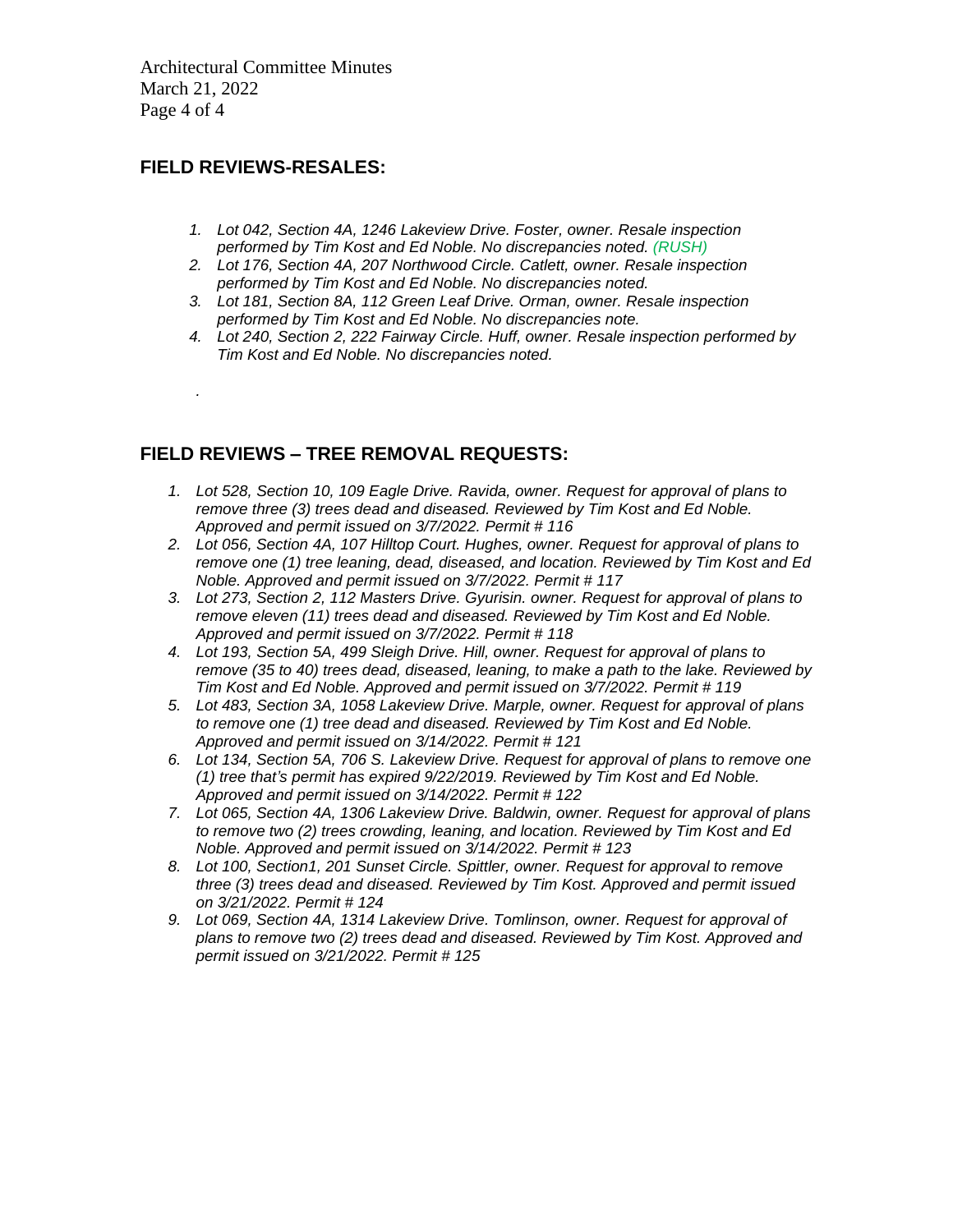## FIELD REVIEWS-RESALES:

1. *Lot 042, Section 4A, 1246 Lakeview Drive. Foster, owner. Resale inspection performed by Tim Kost and Ed Noble. No discrepancies noted. (RUSH)*
2. *Lot 176, Section 4A, 207 Northwood Circle. Catlett, owner. Resale inspection performed by Tim Kost and Ed Noble. No discrepancies noted.*
3. *Lot 181, Section 8A, 112 Green Leaf Drive. Orman, owner. Resale inspection performed by Tim Kost and Ed Noble. No discrepancies note.*
4. *Lot 240, Section 2, 222 Fairway Circle. Huff, owner. Resale inspection performed by Tim Kost and Ed Noble. No discrepancies noted.*

.

## FIELD REVIEWS – TREE REMOVAL REQUESTS:

1. *Lot 528, Section 10, 109 Eagle Drive. Ravida, owner. Request for approval of plans to remove three (3) trees dead and diseased. Reviewed by Tim Kost and Ed Noble. Approved and permit issued on 3/7/2022. Permit # 116*
2. *Lot 056, Section 4A, 107 Hilltop Court. Hughes, owner. Request for approval of plans to remove one (1) tree leaning, dead, diseased, and location. Reviewed by Tim Kost and Ed Noble. Approved and permit issued on 3/7/2022. Permit # 117*
3. *Lot 273, Section 2, 112 Masters Drive. Gyurisin. owner. Request for approval of plans to remove eleven (11) trees dead and diseased. Reviewed by Tim Kost and Ed Noble. Approved and permit issued on 3/7/2022. Permit # 118*
4. *Lot 193, Section 5A, 499 Sleigh Drive. Hill, owner. Request for approval of plans to remove (35 to 40) trees dead, diseased, leaning, to make a path to the lake. Reviewed by Tim Kost and Ed Noble. Approved and permit issued on 3/7/2022. Permit # 119*
5. *Lot 483, Section 3A, 1058 Lakeview Drive. Marple, owner. Request for approval of plans to remove one (1) tree dead and diseased. Reviewed by Tim Kost and Ed Noble. Approved and permit issued on 3/14/2022. Permit # 121*
6. *Lot 134, Section 5A, 706 S. Lakeview Drive. Request for approval of plans to remove one (1) tree that's permit has expired 9/22/2019. Reviewed by Tim Kost and Ed Noble. Approved and permit issued on 3/14/2022. Permit # 122*
7. *Lot 065, Section 4A, 1306 Lakeview Drive. Baldwin, owner. Request for approval of plans to remove two (2) trees crowding, leaning, and location. Reviewed by Tim Kost and Ed Noble. Approved and permit issued on 3/14/2022. Permit # 123*
8. *Lot 100, Section1, 201 Sunset Circle. Spittler, owner. Request for approval to remove three (3) trees dead and diseased. Reviewed by Tim Kost. Approved and permit issued on 3/21/2022. Permit # 124*
9. *Lot 069, Section 4A, 1314 Lakeview Drive. Tomlinson, owner. Request for approval of plans to remove two (2) trees dead and diseased. Reviewed by Tim Kost. Approved and permit issued on 3/21/2022. Permit # 125*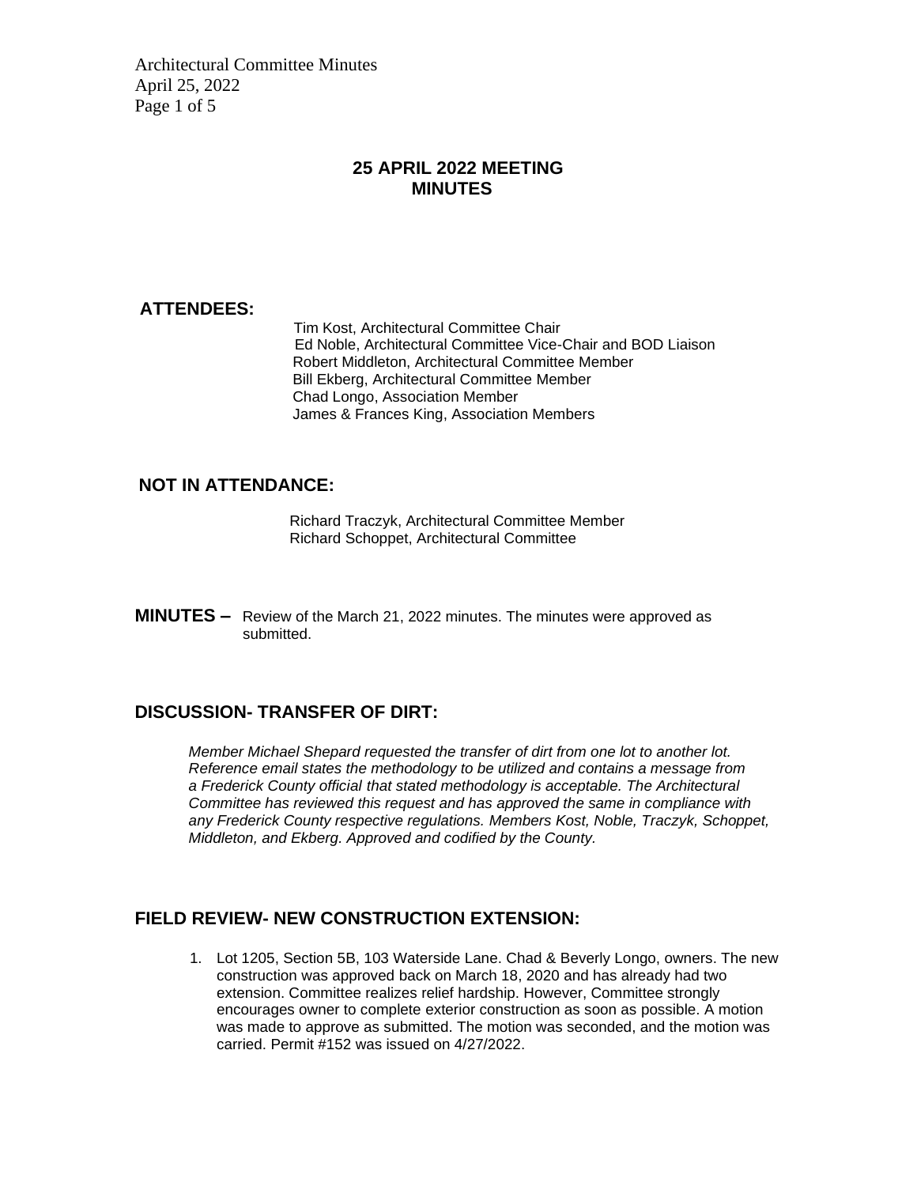# 25 APRIL 2022 MEETING MINUTES

**ATTENDEES:**

Tim Kost, Architectural Committee Chair
Ed Noble, Architectural Committee Vice-Chair and BOD Liaison
Robert Middleton, Architectural Committee Member
Bill Ekberg, Architectural Committee Member
Chad Longo, Association Member
James & Frances King, Association Members

**NOT IN ATTENDANCE:**

Richard Traczyk, Architectural Committee Member
Richard Schoppet, Architectural Committee

**MINUTES –** Review of the March 21, 2022 minutes. The minutes were approved as submitted.

## DISCUSSION- TRANSFER OF DIRT:

*Member Michael Shepard requested the transfer of dirt from one lot to another lot. Reference email states the methodology to be utilized and contains a message from a Frederick County official that stated methodology is acceptable. The Architectural Committee has reviewed this request and has approved the same in compliance with any Frederick County respective regulations. Members Kost, Noble, Traczyk, Schoppet, Middleton, and Ekberg. Approved and codified by the County.*

## FIELD REVIEW- NEW CONSTRUCTION EXTENSION:

1. Lot 1205, Section 5B, 103 Waterside Lane. Chad & Beverly Longo, owners. The new construction was approved back on March 18, 2020 and has already had two extension. Committee realizes relief hardship. However, Committee strongly encourages owner to complete exterior construction as soon as possible. A motion was made to approve as submitted. The motion was seconded, and the motion was carried. Permit #152 was issued on 4/27/2022.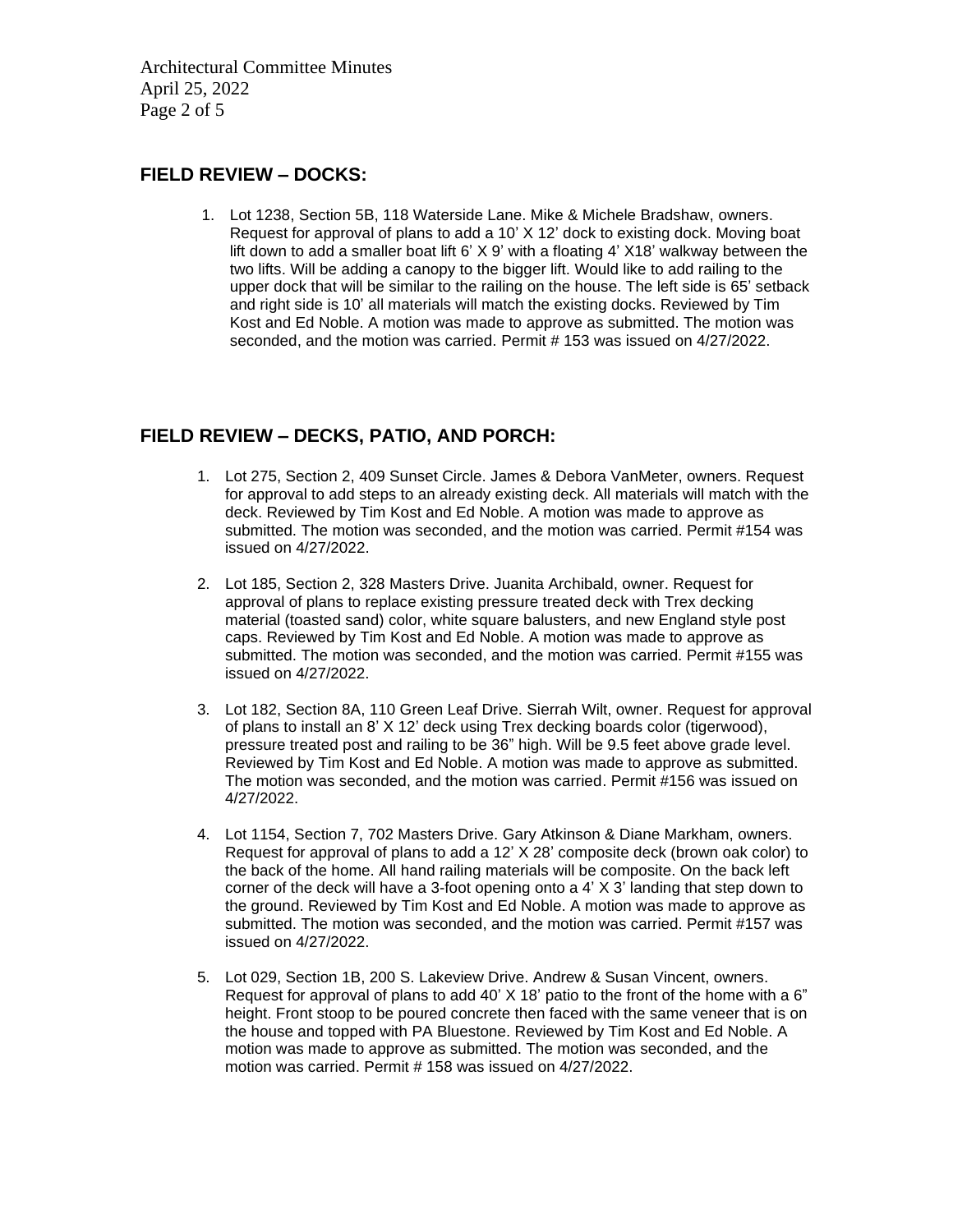## FIELD REVIEW – DOCKS:

1. Lot 1238, Section 5B, 118 Waterside Lane. Mike & Michele Bradshaw, owners. Request for approval of plans to add a 10' X 12' dock to existing dock. Moving boat lift down to add a smaller boat lift 6' X 9' with a floating 4' X18' walkway between the two lifts. Will be adding a canopy to the bigger lift. Would like to add railing to the upper dock that will be similar to the railing on the house. The left side is 65' setback and right side is 10' all materials will match the existing docks. Reviewed by Tim Kost and Ed Noble. A motion was made to approve as submitted. The motion was seconded, and the motion was carried. Permit # 153 was issued on 4/27/2022.

## FIELD REVIEW – DECKS, PATIO, AND PORCH:

1. Lot 275, Section 2, 409 Sunset Circle. James & Debora VanMeter, owners. Request for approval to add steps to an already existing deck. All materials will match with the deck. Reviewed by Tim Kost and Ed Noble. A motion was made to approve as submitted. The motion was seconded, and the motion was carried. Permit #154 was issued on 4/27/2022.

2. Lot 185, Section 2, 328 Masters Drive. Juanita Archibald, owner. Request for approval of plans to replace existing pressure treated deck with Trex decking material (toasted sand) color, white square balusters, and new England style post caps. Reviewed by Tim Kost and Ed Noble. A motion was made to approve as submitted. The motion was seconded, and the motion was carried. Permit #155 was issued on 4/27/2022.

3. Lot 182, Section 8A, 110 Green Leaf Drive. Sierrah Wilt, owner. Request for approval of plans to install an 8' X 12' deck using Trex decking boards color (tigerwood), pressure treated post and railing to be 36" high. Will be 9.5 feet above grade level. Reviewed by Tim Kost and Ed Noble. A motion was made to approve as submitted. The motion was seconded, and the motion was carried. Permit #156 was issued on 4/27/2022.

4. Lot 1154, Section 7, 702 Masters Drive. Gary Atkinson & Diane Markham, owners. Request for approval of plans to add a 12' X 28' composite deck (brown oak color) to the back of the home. All hand railing materials will be composite. On the back left corner of the deck will have a 3-foot opening onto a 4' X 3' landing that step down to the ground. Reviewed by Tim Kost and Ed Noble. A motion was made to approve as submitted. The motion was seconded, and the motion was carried. Permit #157 was issued on 4/27/2022.

5. Lot 029, Section 1B, 200 S. Lakeview Drive. Andrew & Susan Vincent, owners. Request for approval of plans to add 40' X 18' patio to the front of the home with a 6" height. Front stoop to be poured concrete then faced with the same veneer that is on the house and topped with PA Bluestone. Reviewed by Tim Kost and Ed Noble. A motion was made to approve as submitted. The motion was seconded, and the motion was carried. Permit # 158 was issued on 4/27/2022.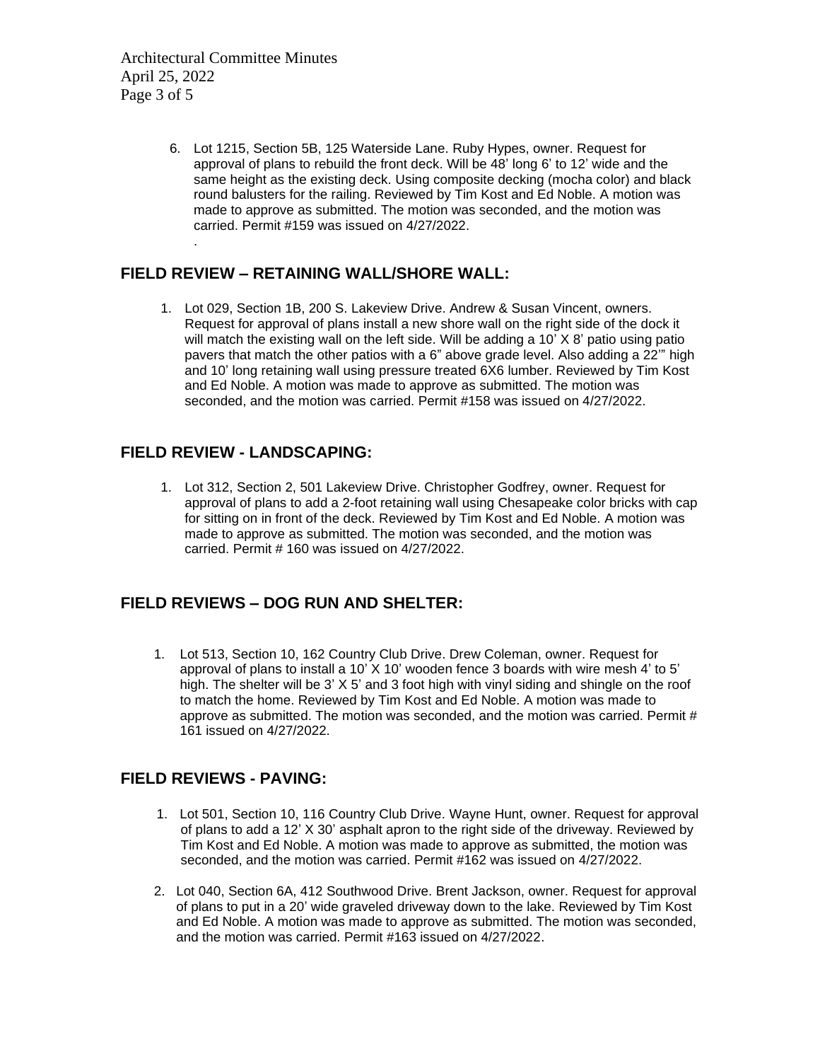6. Lot 1215, Section 5B, 125 Waterside Lane. Ruby Hypes, owner. Request for approval of plans to rebuild the front deck. Will be 48' long 6' to 12' wide and the same height as the existing deck. Using composite decking (mocha color) and black round balusters for the railing. Reviewed by Tim Kost and Ed Noble. A motion was made to approve as submitted. The motion was seconded, and the motion was carried. Permit #159 was issued on 4/27/2022.

## FIELD REVIEW – RETAINING WALL/SHORE WALL:

1. Lot 029, Section 1B, 200 S. Lakeview Drive. Andrew & Susan Vincent, owners. Request for approval of plans install a new shore wall on the right side of the dock it will match the existing wall on the left side. Will be adding a 10' X 8' patio using patio pavers that match the other patios with a 6" above grade level. Also adding a 22'" high and 10' long retaining wall using pressure treated 6X6 lumber. Reviewed by Tim Kost and Ed Noble. A motion was made to approve as submitted. The motion was seconded, and the motion was carried. Permit #158 was issued on 4/27/2022.

## FIELD REVIEW - LANDSCAPING:

1. Lot 312, Section 2, 501 Lakeview Drive. Christopher Godfrey, owner. Request for approval of plans to add a 2-foot retaining wall using Chesapeake color bricks with cap for sitting on in front of the deck. Reviewed by Tim Kost and Ed Noble. A motion was made to approve as submitted. The motion was seconded, and the motion was carried. Permit # 160 was issued on 4/27/2022.

## FIELD REVIEWS – DOG RUN AND SHELTER:

1. Lot 513, Section 10, 162 Country Club Drive. Drew Coleman, owner. Request for approval of plans to install a 10' X 10' wooden fence 3 boards with wire mesh 4' to 5' high. The shelter will be 3' X 5' and 3 foot high with vinyl siding and shingle on the roof to match the home. Reviewed by Tim Kost and Ed Noble. A motion was made to approve as submitted. The motion was seconded, and the motion was carried. Permit # 161 issued on 4/27/2022.

## FIELD REVIEWS - PAVING:

1. Lot 501, Section 10, 116 Country Club Drive. Wayne Hunt, owner. Request for approval of plans to add a 12' X 30' asphalt apron to the right side of the driveway. Reviewed by Tim Kost and Ed Noble. A motion was made to approve as submitted, the motion was seconded, and the motion was carried. Permit #162 was issued on 4/27/2022.
2. Lot 040, Section 6A, 412 Southwood Drive. Brent Jackson, owner. Request for approval of plans to put in a 20' wide graveled driveway down to the lake. Reviewed by Tim Kost and Ed Noble. A motion was made to approve as submitted. The motion was seconded, and the motion was carried. Permit #163 issued on 4/27/2022.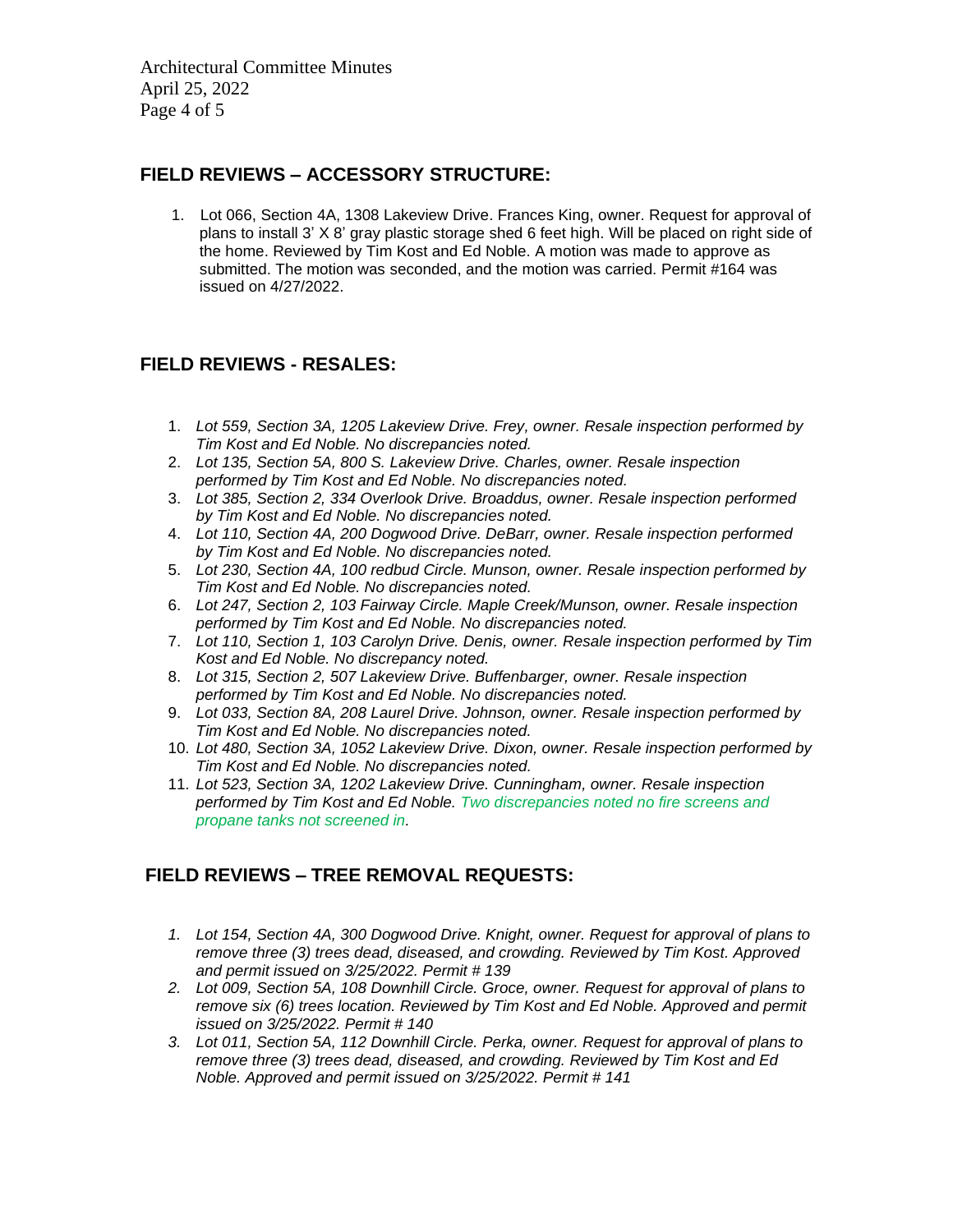## FIELD REVIEWS – ACCESSORY STRUCTURE:

1. Lot 066, Section 4A, 1308 Lakeview Drive. Frances King, owner. Request for approval of plans to install 3' X 8' gray plastic storage shed 6 feet high. Will be placed on right side of the home. Reviewed by Tim Kost and Ed Noble. A motion was made to approve as submitted. The motion was seconded, and the motion was carried. Permit #164 was issued on 4/27/2022.

## FIELD REVIEWS - RESALES:

1. *Lot 559, Section 3A, 1205 Lakeview Drive. Frey, owner. Resale inspection performed by Tim Kost and Ed Noble. No discrepancies noted.*
2. *Lot 135, Section 5A, 800 S. Lakeview Drive. Charles, owner. Resale inspection performed by Tim Kost and Ed Noble. No discrepancies noted.*
3. *Lot 385, Section 2, 334 Overlook Drive. Broaddus, owner. Resale inspection performed by Tim Kost and Ed Noble. No discrepancies noted.*
4. *Lot 110, Section 4A, 200 Dogwood Drive. DeBarr, owner. Resale inspection performed by Tim Kost and Ed Noble. No discrepancies noted.*
5. *Lot 230, Section 4A, 100 redbud Circle. Munson, owner. Resale inspection performed by Tim Kost and Ed Noble. No discrepancies noted.*
6. *Lot 247, Section 2, 103 Fairway Circle. Maple Creek/Munson, owner. Resale inspection performed by Tim Kost and Ed Noble. No discrepancies noted.*
7. *Lot 110, Section 1, 103 Carolyn Drive. Denis, owner. Resale inspection performed by Tim Kost and Ed Noble. No discrepancy noted.*
8. *Lot 315, Section 2, 507 Lakeview Drive. Buffenbarger, owner. Resale inspection performed by Tim Kost and Ed Noble. No discrepancies noted.*
9. *Lot 033, Section 8A, 208 Laurel Drive. Johnson, owner. Resale inspection performed by Tim Kost and Ed Noble. No discrepancies noted.*
10. *Lot 480, Section 3A, 1052 Lakeview Drive. Dixon, owner. Resale inspection performed by Tim Kost and Ed Noble. No discrepancies noted.*
11. *Lot 523, Section 3A, 1202 Lakeview Drive. Cunningham, owner. Resale inspection performed by Tim Kost and Ed Noble. Two discrepancies noted no fire screens and propane tanks not screened in.*

## FIELD REVIEWS – TREE REMOVAL REQUESTS:

1. *Lot 154, Section 4A, 300 Dogwood Drive. Knight, owner. Request for approval of plans to remove three (3) trees dead, diseased, and crowding. Reviewed by Tim Kost. Approved and permit issued on 3/25/2022. Permit # 139*
2. *Lot 009, Section 5A, 108 Downhill Circle. Groce, owner. Request for approval of plans to remove six (6) trees location. Reviewed by Tim Kost and Ed Noble. Approved and permit issued on 3/25/2022. Permit # 140*
3. *Lot 011, Section 5A, 112 Downhill Circle. Perka, owner. Request for approval of plans to remove three (3) trees dead, diseased, and crowding. Reviewed by Tim Kost and Ed Noble. Approved and permit issued on 3/25/2022. Permit # 141*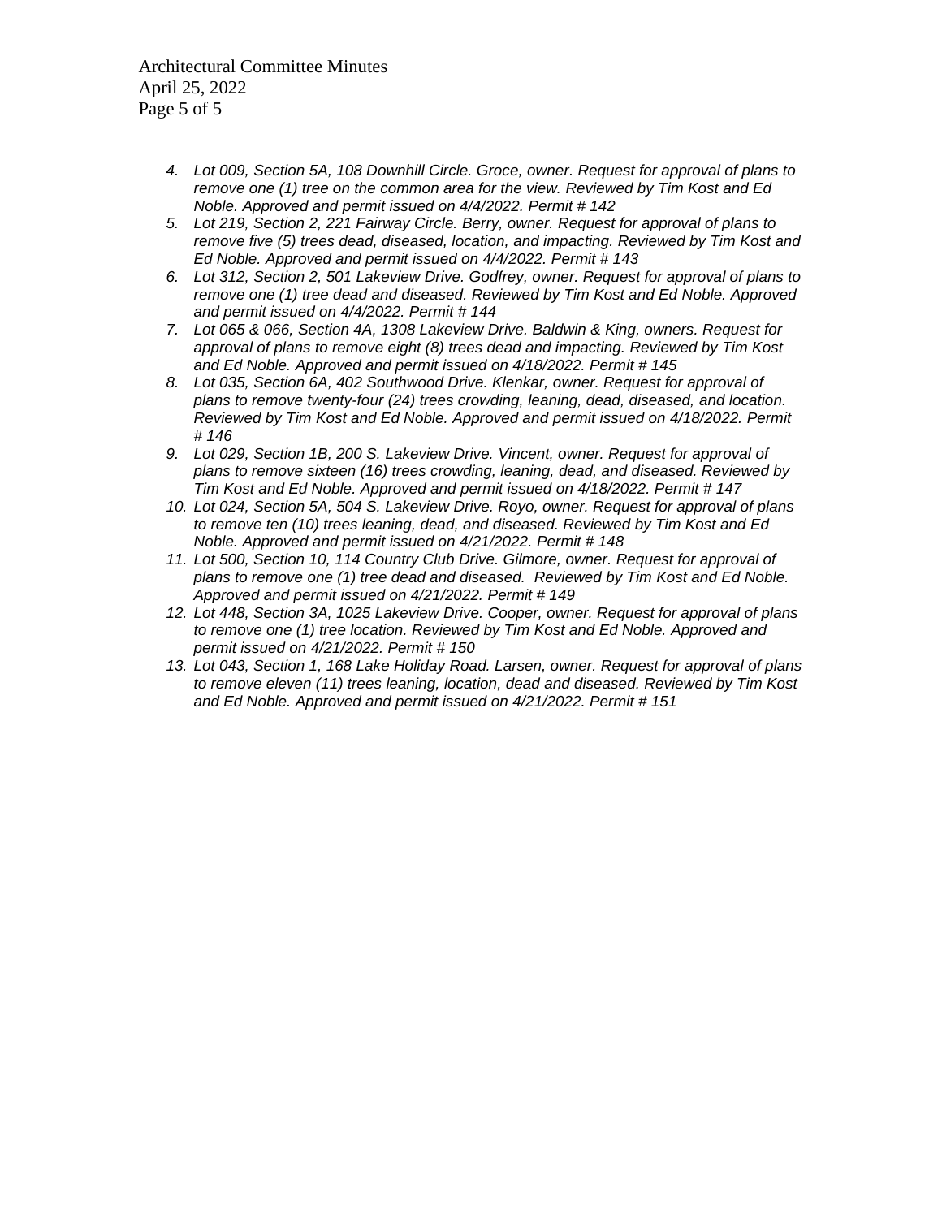4. *Lot 009, Section 5A, 108 Downhill Circle. Groce, owner. Request for approval of plans to remove one (1) tree on the common area for the view. Reviewed by Tim Kost and Ed Noble. Approved and permit issued on 4/4/2022. Permit # 142*
5. *Lot 219, Section 2, 221 Fairway Circle. Berry, owner. Request for approval of plans to remove five (5) trees dead, diseased, location, and impacting. Reviewed by Tim Kost and Ed Noble. Approved and permit issued on 4/4/2022. Permit # 143*
6. *Lot 312, Section 2, 501 Lakeview Drive. Godfrey, owner. Request for approval of plans to remove one (1) tree dead and diseased. Reviewed by Tim Kost and Ed Noble. Approved and permit issued on 4/4/2022. Permit # 144*
7. *Lot 065 & 066, Section 4A, 1308 Lakeview Drive. Baldwin & King, owners. Request for approval of plans to remove eight (8) trees dead and impacting. Reviewed by Tim Kost and Ed Noble. Approved and permit issued on 4/18/2022. Permit # 145*
8. *Lot 035, Section 6A, 402 Southwood Drive. Klenkar, owner. Request for approval of plans to remove twenty-four (24) trees crowding, leaning, dead, diseased, and location. Reviewed by Tim Kost and Ed Noble. Approved and permit issued on 4/18/2022. Permit # 146*
9. *Lot 029, Section 1B, 200 S. Lakeview Drive. Vincent, owner. Request for approval of plans to remove sixteen (16) trees crowding, leaning, dead, and diseased. Reviewed by Tim Kost and Ed Noble. Approved and permit issued on 4/18/2022. Permit # 147*
10. *Lot 024, Section 5A, 504 S. Lakeview Drive. Royo, owner. Request for approval of plans to remove ten (10) trees leaning, dead, and diseased. Reviewed by Tim Kost and Ed Noble. Approved and permit issued on 4/21/2022. Permit # 148*
11. *Lot 500, Section 10, 114 Country Club Drive. Gilmore, owner. Request for approval of plans to remove one (1) tree dead and diseased. Reviewed by Tim Kost and Ed Noble. Approved and permit issued on 4/21/2022. Permit # 149*
12. *Lot 448, Section 3A, 1025 Lakeview Drive. Cooper, owner. Request for approval of plans to remove one (1) tree location. Reviewed by Tim Kost and Ed Noble. Approved and permit issued on 4/21/2022. Permit # 150*
13. *Lot 043, Section 1, 168 Lake Holiday Road. Larsen, owner. Request for approval of plans to remove eleven (11) trees leaning, location, dead and diseased. Reviewed by Tim Kost and Ed Noble. Approved and permit issued on 4/21/2022. Permit # 151*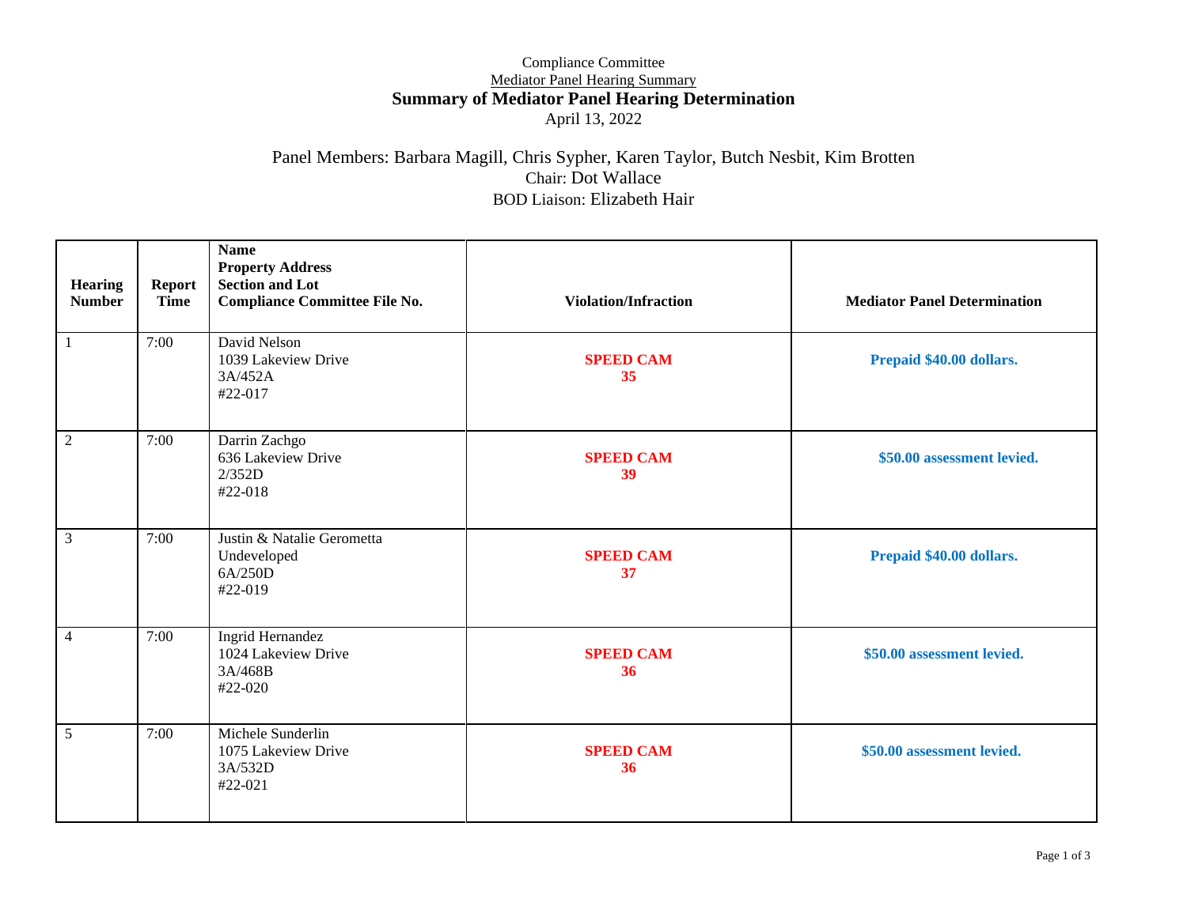Compliance Committee

Mediator Panel Hearing Summary

# Summary of Mediator Panel Hearing Determination

April 13, 2022

Panel Members: Barbara Magill, Chris Sypher, Karen Taylor, Butch Nesbit, Kim Brotten

Chair: Dot Wallace

BOD Liaison: Elizabeth Hair

| Hearing Number | Report Time | Name<br>Property Address<br>Section and Lot<br>Compliance Committee File No. | Violation/Infraction | Mediator Panel Determination |
|---|---|---|---|---|
| 1 | 7:00 | David Nelson<br>1039 Lakeview Drive<br>3A/452A<br>#22-017 | **SPEED CAM<br>35** | **Prepaid $40.00 dollars.** |
| 2 | 7:00 | Darrin Zachgo<br>636 Lakeview Drive<br>2/352D<br>#22-018 | **SPEED CAM<br>39** | **$50.00 assessment levied.** |
| 3 | 7:00 | Justin & Natalie Gerometta<br>Undeveloped<br>6A/250D<br>#22-019 | **SPEED CAM<br>37** | **Prepaid $40.00 dollars.** |
| 4 | 7:00 | Ingrid Hernandez<br>1024 Lakeview Drive<br>3A/468B<br>#22-020 | **SPEED CAM<br>36** | **$50.00 assessment levied.** |
| 5 | 7:00 | Michele Sunderlin<br>1075 Lakeview Drive<br>3A/532D<br>#22-021 | **SPEED CAM<br>36** | **$50.00 assessment levied.** |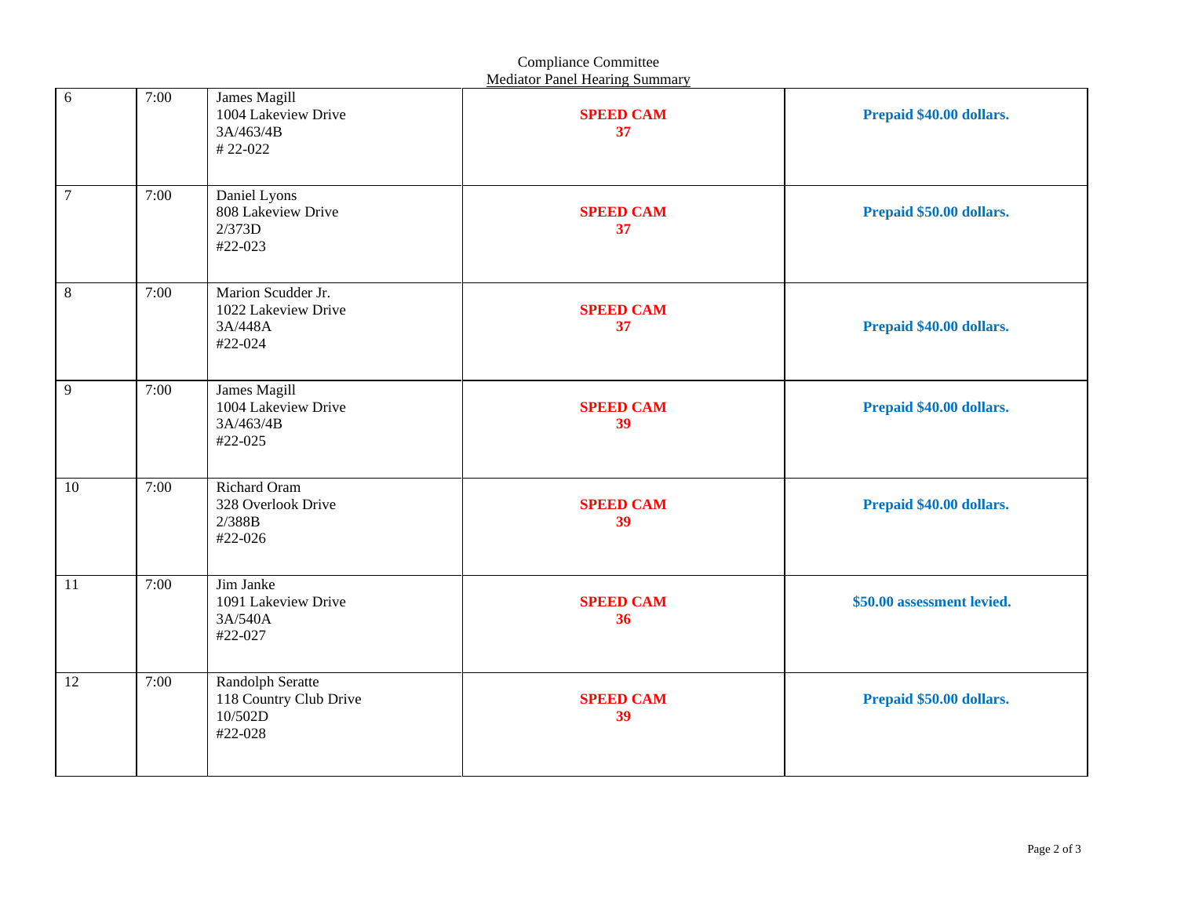Compliance Committee
Mediator Panel Hearing Summary

| | | | | |
|---|---|---|---|---|
| 6 | 7:00 | James Magill<br>1004 Lakeview Drive<br>3A/463/4B<br># 22-022 | **SPEED CAM**<br>**37** | **Prepaid $40.00 dollars.** |
| 7 | 7:00 | Daniel Lyons<br>808 Lakeview Drive<br>2/373D<br>#22-023 | **SPEED CAM**<br>**37** | **Prepaid $50.00 dollars.** |
| 8 | 7:00 | Marion Scudder Jr.<br>1022 Lakeview Drive<br>3A/448A<br>#22-024 | **SPEED CAM**<br>**37** | **Prepaid $40.00 dollars.** |
| 9 | 7:00 | James Magill<br>1004 Lakeview Drive<br>3A/463/4B<br>#22-025 | **SPEED CAM**<br>**39** | **Prepaid $40.00 dollars.** |
| 10 | 7:00 | Richard Oram<br>328 Overlook Drive<br>2/388B<br>#22-026 | **SPEED CAM**<br>**39** | **Prepaid $40.00 dollars.** |
| 11 | 7:00 | Jim Janke<br>1091 Lakeview Drive<br>3A/540A<br>#22-027 | **SPEED CAM**<br>**36** | **$50.00 assessment levied.** |
| 12 | 7:00 | Randolph Seratte<br>118 Country Club Drive<br>10/502D<br>#22-028 | **SPEED CAM**<br>**39** | **Prepaid $50.00 dollars.** |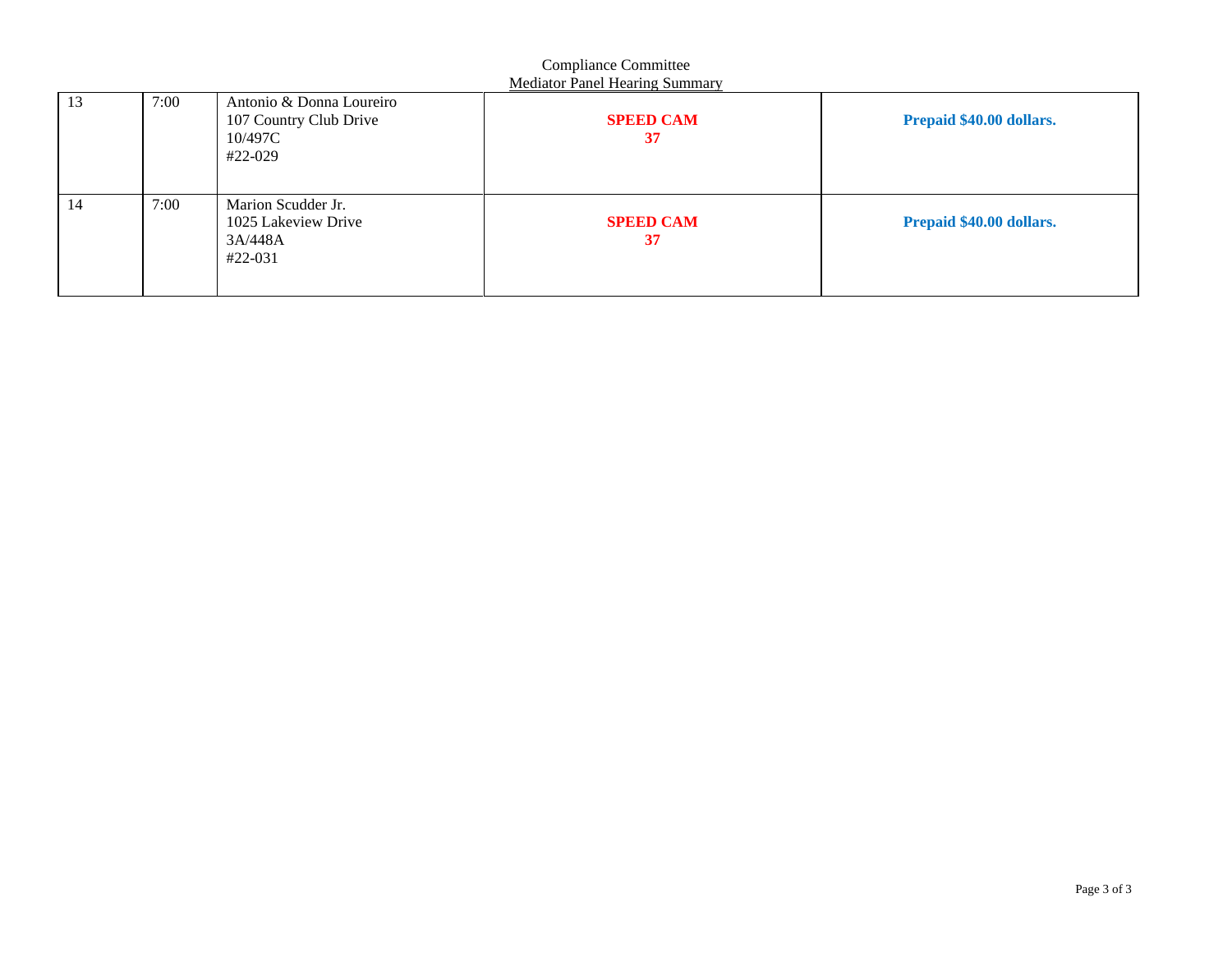Compliance Committee

Mediator Panel Hearing Summary

| | | | | |
|---|---|---|---|---|
| 13 | 7:00 | Antonio & Donna Loureiro<br>107 Country Club Drive<br>10/497C<br>#22-029 | **SPEED CAM**<br>**37** | **Prepaid $40.00 dollars.** |
| 14 | 7:00 | Marion Scudder Jr.<br>1025 Lakeview Drive<br>3A/448A<br>#22-031 | **SPEED CAM**<br>**37** | **Prepaid $40.00 dollars.** |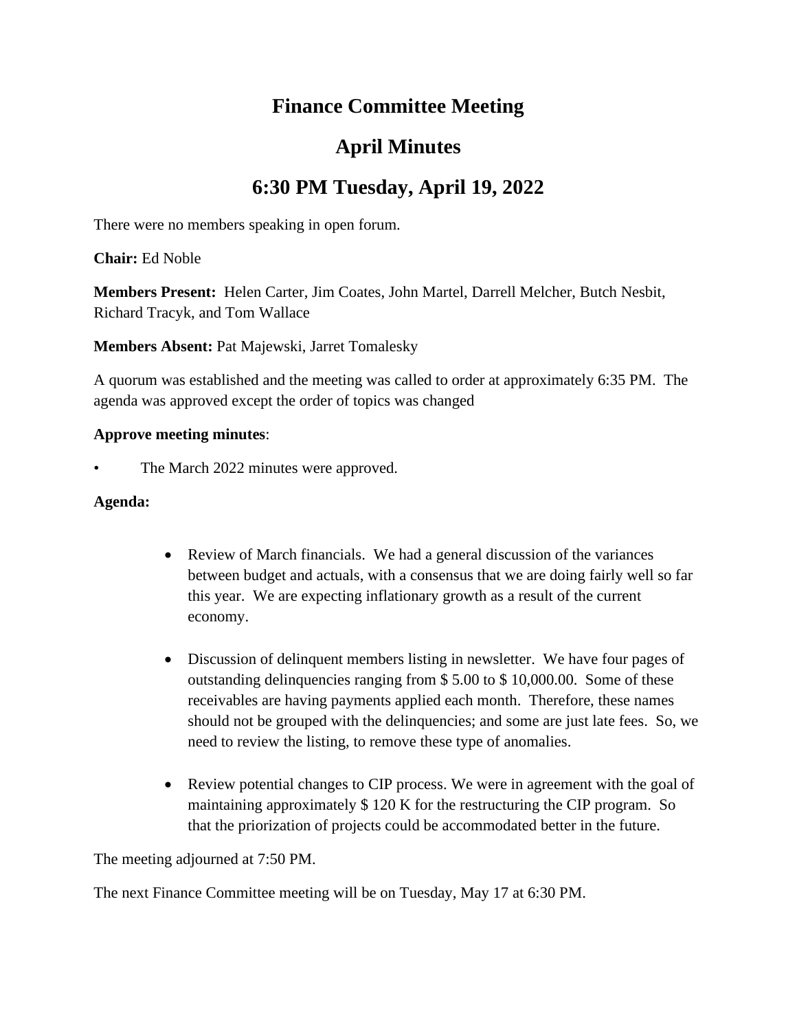# Finance Committee Meeting

# April Minutes

# 6:30 PM Tuesday, April 19, 2022

There were no members speaking in open forum.

**Chair:** Ed Noble

**Members Present:** Helen Carter, Jim Coates, John Martel, Darrell Melcher, Butch Nesbit, Richard Tracyk, and Tom Wallace

**Members Absent:** Pat Majewski, Jarret Tomalesky

A quorum was established and the meeting was called to order at approximately 6:35 PM. The agenda was approved except the order of topics was changed

**Approve meeting minutes**:

- The March 2022 minutes were approved.

**Agenda:**

- Review of March financials. We had a general discussion of the variances between budget and actuals, with a consensus that we are doing fairly well so far this year. We are expecting inflationary growth as a result of the current economy.

- Discussion of delinquent members listing in newsletter. We have four pages of outstanding delinquencies ranging from $ 5.00 to $ 10,000.00. Some of these receivables are having payments applied each month. Therefore, these names should not be grouped with the delinquencies; and some are just late fees. So, we need to review the listing, to remove these type of anomalies.

- Review potential changes to CIP process. We were in agreement with the goal of maintaining approximately $ 120 K for the restructuring the CIP program. So that the priorization of projects could be accommodated better in the future.

The meeting adjourned at 7:50 PM.

The next Finance Committee meeting will be on Tuesday, May 17 at 6:30 PM.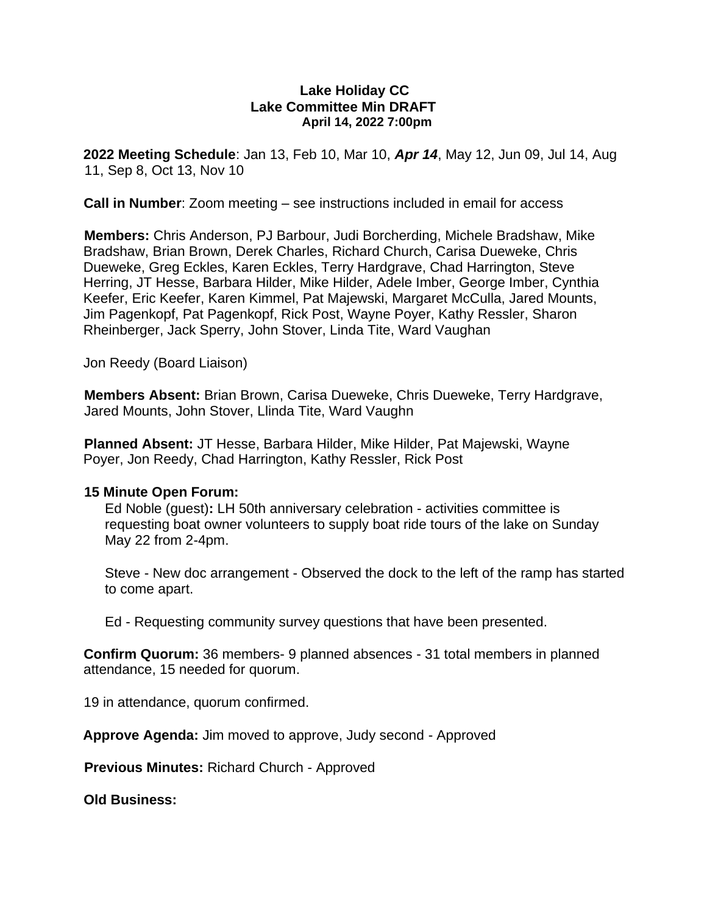**Lake Holiday CC**
**Lake Committee Min DRAFT**
**April 14, 2022 7:00pm**

**2022 Meeting Schedule**: Jan 13, Feb 10, Mar 10, ***Apr 14***, May 12, Jun 09, Jul 14, Aug 11, Sep 8, Oct 13, Nov 10

**Call in Number**: Zoom meeting – see instructions included in email for access

**Members:** Chris Anderson, PJ Barbour, Judi Borcherding, Michele Bradshaw, Mike Bradshaw, Brian Brown, Derek Charles, Richard Church, Carisa Dueweke, Chris Dueweke, Greg Eckles, Karen Eckles, Terry Hardgrave, Chad Harrington, Steve Herring, JT Hesse, Barbara Hilder, Mike Hilder, Adele Imber, George Imber, Cynthia Keefer, Eric Keefer, Karen Kimmel, Pat Majewski, Margaret McCulla, Jared Mounts, Jim Pagenkopf, Pat Pagenkopf, Rick Post, Wayne Poyer, Kathy Ressler, Sharon Rheinberger, Jack Sperry, John Stover, Linda Tite, Ward Vaughan

Jon Reedy (Board Liaison)

**Members Absent:** Brian Brown, Carisa Dueweke, Chris Dueweke, Terry Hardgrave, Jared Mounts, John Stover, Llinda Tite, Ward Vaughn

**Planned Absent:** JT Hesse, Barbara Hilder, Mike Hilder, Pat Majewski, Wayne Poyer, Jon Reedy, Chad Harrington, Kathy Ressler, Rick Post

**15 Minute Open Forum:**

Ed Noble (guest)**:** LH 50th anniversary celebration - activities committee is requesting boat owner volunteers to supply boat ride tours of the lake on Sunday May 22 from 2-4pm.

Steve - New doc arrangement - Observed the dock to the left of the ramp has started to come apart.

Ed - Requesting community survey questions that have been presented.

**Confirm Quorum:** 36 members- 9 planned absences - 31 total members in planned attendance, 15 needed for quorum.

19 in attendance, quorum confirmed.

**Approve Agenda:** Jim moved to approve, Judy second - Approved

**Previous Minutes:** Richard Church - Approved

**Old Business:**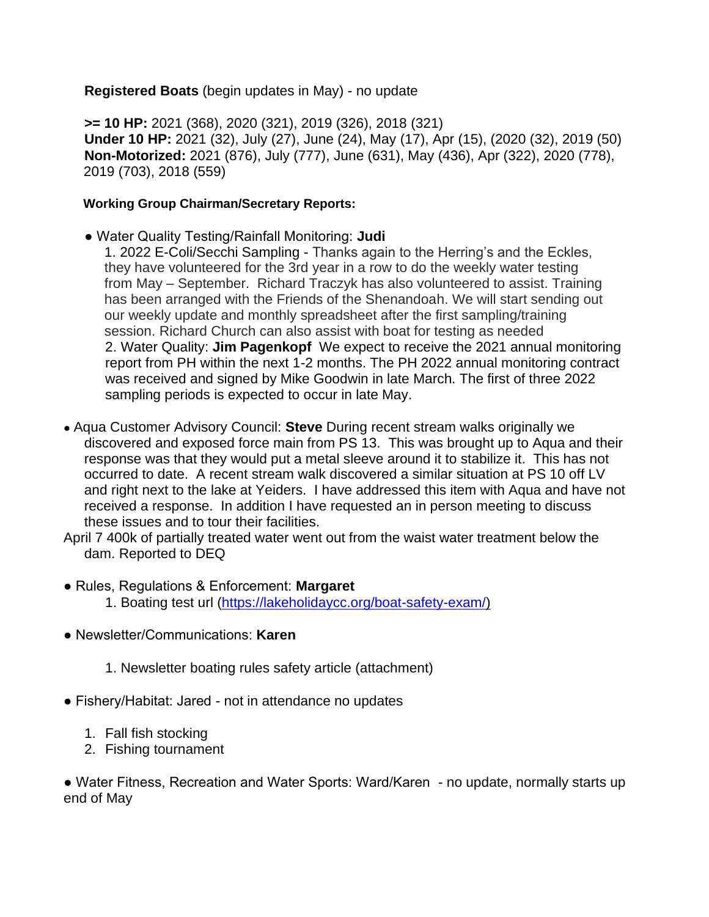**Registered Boats** (begin updates in May) - no update

**>= 10 HP:** 2021 (368), 2020 (321), 2019 (326), 2018 (321)
**Under 10 HP:** 2021 (32), July (27), June (24), May (17), Apr (15), (2020 (32), 2019 (50)
**Non-Motorized:** 2021 (876), July (777), June (631), May (436), Apr (322), 2020 (778), 2019 (703), 2018 (559)

**Working Group Chairman/Secretary Reports:**

- Water Quality Testing/Rainfall Monitoring: **Judi**
  1. 2022 E-Coli/Secchi Sampling - Thanks again to the Herring's and the Eckles, they have volunteered for the 3rd year in a row to do the weekly water testing from May – September. Richard Traczyk has also volunteered to assist. Training has been arranged with the Friends of the Shenandoah. We will start sending out our weekly update and monthly spreadsheet after the first sampling/training session. Richard Church can also assist with boat for testing as needed
  2. Water Quality: **Jim Pagenkopf** We expect to receive the 2021 annual monitoring report from PH within the next 1-2 months. The PH 2022 annual monitoring contract was received and signed by Mike Goodwin in late March. The first of three 2022 sampling periods is expected to occur in late May.

- Aqua Customer Advisory Council: **Steve** During recent stream walks originally we discovered and exposed force main from PS 13. This was brought up to Aqua and their response was that they would put a metal sleeve around it to stabilize it. This has not occurred to date. A recent stream walk discovered a similar situation at PS 10 off LV and right next to the lake at Yeiders. I have addressed this item with Aqua and have not received a response. In addition I have requested an in person meeting to discuss these issues and to tour their facilities.

April 7 400k of partially treated water went out from the waist water treatment below the dam. Reported to DEQ

- Rules, Regulations & Enforcement: **Margaret**
  1. Boating test url (https://lakeholidaycc.org/boat-safety-exam/)

- Newsletter/Communications: **Karen**
  1. Newsletter boating rules safety article (attachment)

- Fishery/Habitat: Jared - not in attendance no updates
  1. Fall fish stocking
  2. Fishing tournament

- Water Fitness, Recreation and Water Sports: Ward/Karen - no update, normally starts up end of May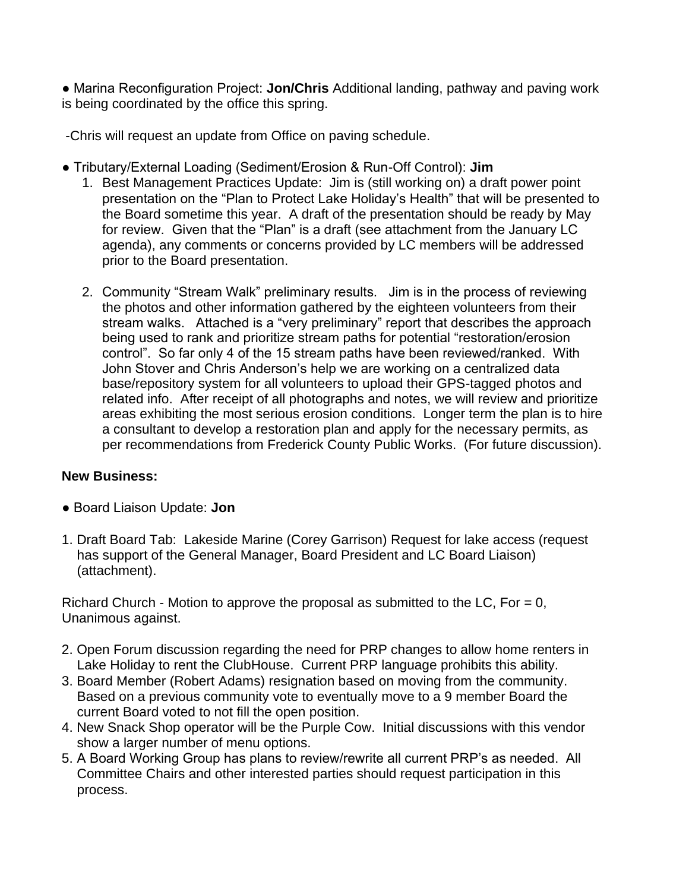● Marina Reconfiguration Project: **Jon/Chris** Additional landing, pathway and paving work is being coordinated by the office this spring.

-Chris will request an update from Office on paving schedule.

● Tributary/External Loading (Sediment/Erosion & Run-Off Control): **Jim**

1. Best Management Practices Update: Jim is (still working on) a draft power point presentation on the "Plan to Protect Lake Holiday's Health" that will be presented to the Board sometime this year. A draft of the presentation should be ready by May for review. Given that the "Plan" is a draft (see attachment from the January LC agenda), any comments or concerns provided by LC members will be addressed prior to the Board presentation.

2. Community "Stream Walk" preliminary results. Jim is in the process of reviewing the photos and other information gathered by the eighteen volunteers from their stream walks. Attached is a "very preliminary" report that describes the approach being used to rank and prioritize stream paths for potential "restoration/erosion control". So far only 4 of the 15 stream paths have been reviewed/ranked. With John Stover and Chris Anderson's help we are working on a centralized data base/repository system for all volunteers to upload their GPS-tagged photos and related info. After receipt of all photographs and notes, we will review and prioritize areas exhibiting the most serious erosion conditions. Longer term the plan is to hire a consultant to develop a restoration plan and apply for the necessary permits, as per recommendations from Frederick County Public Works. (For future discussion).

**New Business:**

● Board Liaison Update: **Jon**

1. Draft Board Tab: Lakeside Marine (Corey Garrison) Request for lake access (request has support of the General Manager, Board President and LC Board Liaison) (attachment).

Richard Church - Motion to approve the proposal as submitted to the LC, For = 0, Unanimous against.

2. Open Forum discussion regarding the need for PRP changes to allow home renters in Lake Holiday to rent the ClubHouse. Current PRP language prohibits this ability.
3. Board Member (Robert Adams) resignation based on moving from the community. Based on a previous community vote to eventually move to a 9 member Board the current Board voted to not fill the open position.
4. New Snack Shop operator will be the Purple Cow. Initial discussions with this vendor show a larger number of menu options.
5. A Board Working Group has plans to review/rewrite all current PRP's as needed. All Committee Chairs and other interested parties should request participation in this process.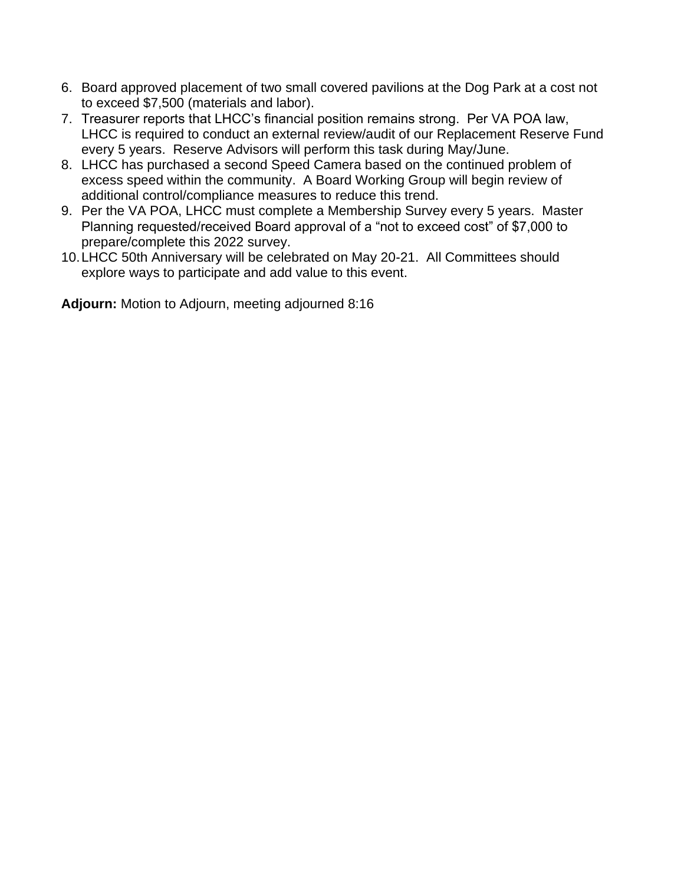6. Board approved placement of two small covered pavilions at the Dog Park at a cost not to exceed $7,500 (materials and labor).
7. Treasurer reports that LHCC's financial position remains strong. Per VA POA law, LHCC is required to conduct an external review/audit of our Replacement Reserve Fund every 5 years. Reserve Advisors will perform this task during May/June.
8. LHCC has purchased a second Speed Camera based on the continued problem of excess speed within the community. A Board Working Group will begin review of additional control/compliance measures to reduce this trend.
9. Per the VA POA, LHCC must complete a Membership Survey every 5 years. Master Planning requested/received Board approval of a "not to exceed cost" of $7,000 to prepare/complete this 2022 survey.
10. LHCC 50th Anniversary will be celebrated on May 20-21. All Committees should explore ways to participate and add value to this event.

**Adjourn:** Motion to Adjourn, meeting adjourned 8:16